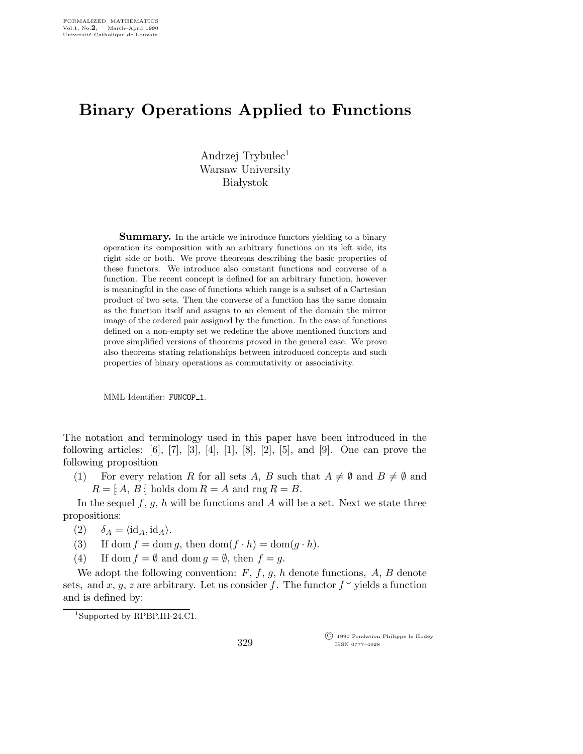# Binary Operations Applied to Functions

Andrzej Trybulec[1]
Warsaw University
Białystok

**Summary.** In the article we introduce functors yielding to a binary operation its composition with an arbitrary functions on its left side, its right side or both. We prove theorems describing the basic properties of these functors. We introduce also constant functions and converse of a function. The recent concept is defined for an arbitrary function, however is meaningful in the case of functions which range is a subset of a Cartesian product of two sets. Then the converse of a function has the same domain as the function itself and assigns to an element of the domain the mirror image of the ordered pair assigned by the function. In the case of functions defined on a non-empty set we redefine the above mentioned functors and prove simplified versions of theorems proved in the general case. We prove also theorems stating relationships between introduced concepts and such properties of binary operations as commutativity or associativity.

MML Identifier: FUNCOP_1.

The notation and terminology used in this paper have been introduced in the following articles: [6], [7], [3], [4], [1], [8], [2], [5], and [9]. One can prove the following proposition

(1) For every relation $R$ for all sets $A$, $B$ such that $A \neq \emptyset$ and $B \neq \emptyset$ and $R = [\!:A, B:\!]$ holds $\operatorname{dom} R = A$ and $\operatorname{rng} R = B$.

In the sequel $f$, $g$, $h$ will be functions and $A$ will be a set. Next we state three propositions:

(2) $\delta_A = \langle \mathrm{id}_A, \mathrm{id}_A \rangle$.

(3) If $\operatorname{dom} f = \operatorname{dom} g$, then $\operatorname{dom}(f \cdot h) = \operatorname{dom}(g \cdot h)$.

(4) If $\operatorname{dom} f = \emptyset$ and $\operatorname{dom} g = \emptyset$, then $f = g$.

We adopt the following convention: $F$, $f$, $g$, $h$ denote functions, $A$, $B$ denote sets, and $x$, $y$, $z$ are arbitrary. Let us consider $f$. The functor $f^{\smile}$ yields a function and is defined by:

[1] Supported by RPBP.III-24.C1.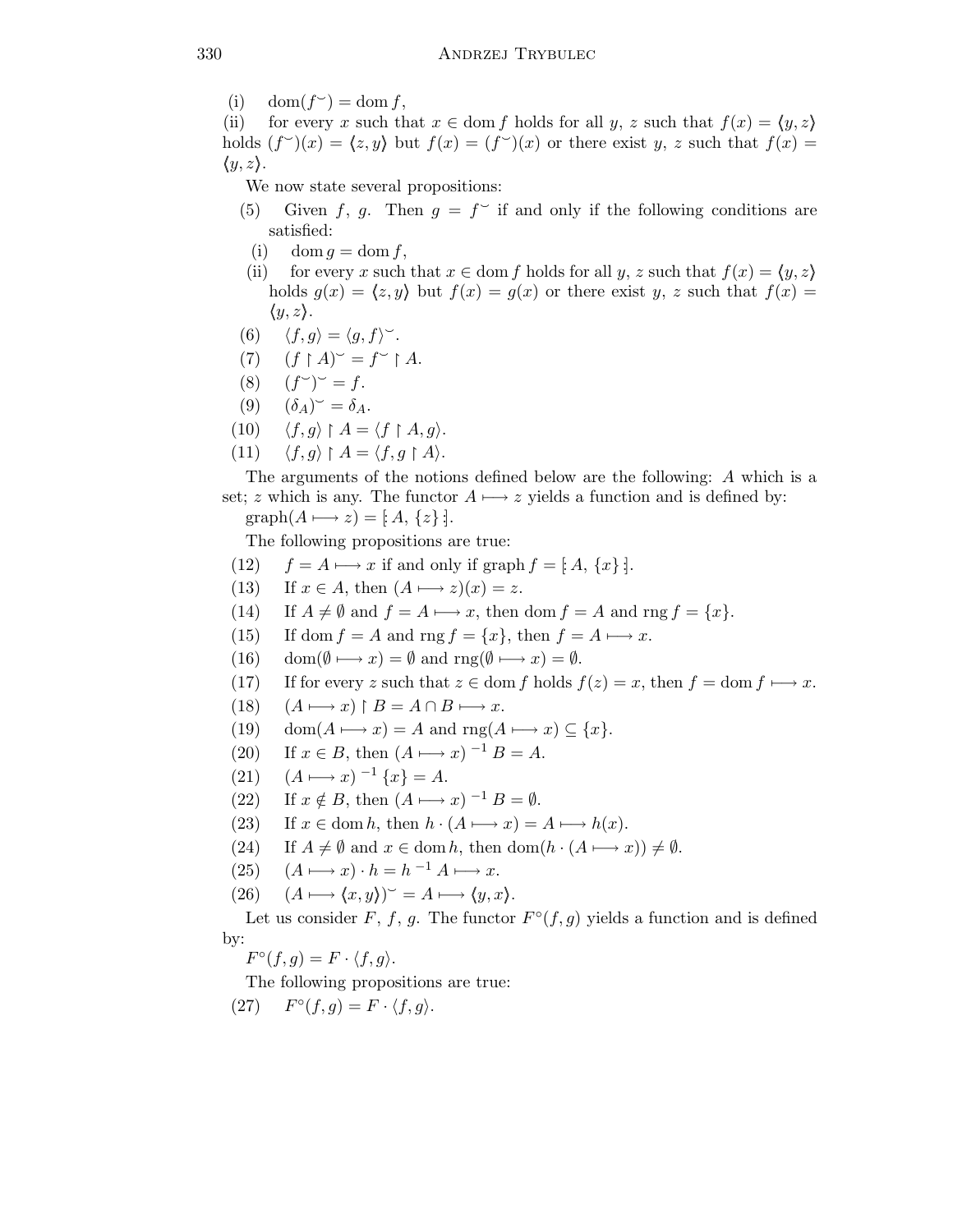(i) $\operatorname{dom}(f^{\smile}) = \operatorname{dom} f$,

(ii) for every $x$ such that $x \in \operatorname{dom} f$ holds for all $y$, $z$ such that $f(x) = \langle y, z \rangle$ holds $(f^{\smile})(x) = \langle z, y \rangle$ but $f(x) = (f^{\smile})(x)$ or there exist $y$, $z$ such that $f(x) = \langle y, z \rangle$.

We now state several propositions:

(5) Given $f$, $g$. Then $g = f^{\smile}$ if and only if the following conditions are satisfied:

  (i) $\operatorname{dom} g = \operatorname{dom} f$,

  (ii) for every $x$ such that $x \in \operatorname{dom} f$ holds for all $y$, $z$ such that $f(x) = \langle y, z \rangle$ holds $g(x) = \langle z, y \rangle$ but $f(x) = g(x)$ or there exist $y$, $z$ such that $f(x) = \langle y, z \rangle$.

(6) $\langle f, g \rangle = \langle g, f \rangle^{\smile}$.

(7) $(f \restriction A)^{\smile} = f^{\smile} \restriction A$.

(8) $(f^{\smile})^{\smile} = f$.

(9) $(\delta_A)^{\smile} = \delta_A$.

(10) $\langle f, g \rangle \restriction A = \langle f \restriction A, g \rangle$.

(11) $\langle f, g \rangle \restriction A = \langle f, g \restriction A \rangle$.

The arguments of the notions defined below are the following: $A$ which is a set; $z$ which is any. The functor $A \longmapsto z$ yields a function and is defined by:

$\operatorname{graph}(A \longmapsto z) = [\!: A, \{z\} :\!]$.

The following propositions are true:

(12) $f = A \longmapsto x$ if and only if $\operatorname{graph} f = [\!: A, \{x\} :\!]$.

(13) If $x \in A$, then $(A \longmapsto z)(x) = z$.

(14) If $A \neq \emptyset$ and $f = A \longmapsto x$, then $\operatorname{dom} f = A$ and $\operatorname{rng} f = \{x\}$.

(15) If $\operatorname{dom} f = A$ and $\operatorname{rng} f = \{x\}$, then $f = A \longmapsto x$.

(16) $\operatorname{dom}(\emptyset \longmapsto x) = \emptyset$ and $\operatorname{rng}(\emptyset \longmapsto x) = \emptyset$.

(17) If for every $z$ such that $z \in \operatorname{dom} f$ holds $f(z) = x$, then $f = \operatorname{dom} f \longmapsto x$.

(18) $(A \longmapsto x) \restriction B = A \cap B \longmapsto x$.

(19) $\operatorname{dom}(A \longmapsto x) = A$ and $\operatorname{rng}(A \longmapsto x) \subseteq \{x\}$.

(20) If $x \in B$, then $(A \longmapsto x)^{-1} B = A$.

(21) $(A \longmapsto x)^{-1} \{x\} = A$.

(22) If $x \notin B$, then $(A \longmapsto x)^{-1} B = \emptyset$.

(23) If $x \in \operatorname{dom} h$, then $h \cdot (A \longmapsto x) = A \longmapsto h(x)$.

(24) If $A \neq \emptyset$ and $x \in \operatorname{dom} h$, then $\operatorname{dom}(h \cdot (A \longmapsto x)) \neq \emptyset$.

(25) $(A \longmapsto x) \cdot h = h^{-1} A \longmapsto x$.

(26) $(A \longmapsto \langle x, y \rangle)^{\smile} = A \longmapsto \langle y, x \rangle$.

Let us consider $F$, $f$, $g$. The functor $F^{\circ}(f, g)$ yields a function and is defined by:

$F^{\circ}(f, g) = F \cdot \langle f, g \rangle$.

The following propositions are true:

(27) $F^{\circ}(f, g) = F \cdot \langle f, g \rangle$.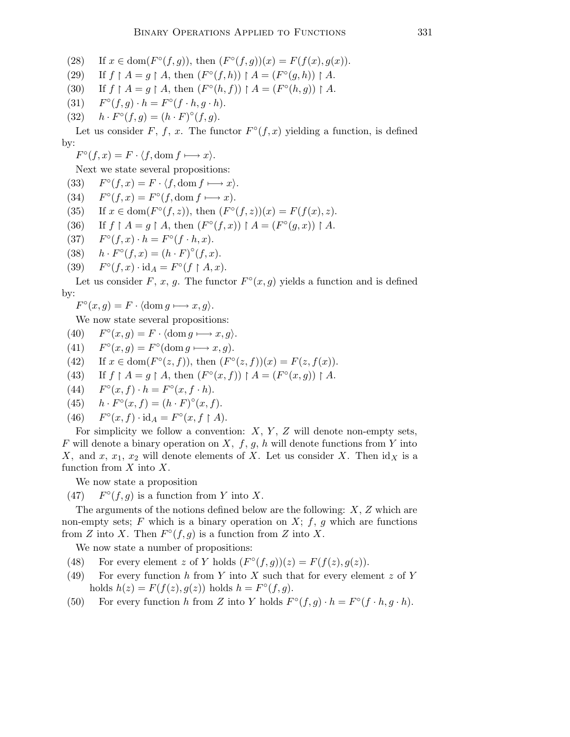(28) If $x \in \operatorname{dom}(F^\circ(f,g))$, then $(F^\circ(f,g))(x) = F(f(x),g(x))$.

(29) If $f \restriction A = g \restriction A$, then $(F^\circ(f,h)) \restriction A = (F^\circ(g,h)) \restriction A$.

(30) If $f \restriction A = g \restriction A$, then $(F^\circ(h,f)) \restriction A = (F^\circ(h,g)) \restriction A$.

(31) $F^\circ(f,g) \cdot h = F^\circ(f \cdot h, g \cdot h)$.

(32) $h \cdot F^\circ(f,g) = (h \cdot F)^\circ(f,g)$.

Let us consider $F$, $f$, $x$. The functor $F^\circ(f,x)$ yielding a function, is defined by:

$F^\circ(f,x) = F \cdot \langle f, \operatorname{dom} f \longmapsto x \rangle$.

Next we state several propositions:

(33) $F^\circ(f,x) = F \cdot \langle f, \operatorname{dom} f \longmapsto x \rangle$.

(34) $F^\circ(f,x) = F^\circ(f, \operatorname{dom} f \longmapsto x)$.

(35) If $x \in \operatorname{dom}(F^\circ(f,z))$, then $(F^\circ(f,z))(x) = F(f(x),z)$.

(36) If $f \restriction A = g \restriction A$, then $(F^\circ(f,x)) \restriction A = (F^\circ(g,x)) \restriction A$.

(37) $F^\circ(f,x) \cdot h = F^\circ(f \cdot h, x)$.

(38) $h \cdot F^\circ(f,x) = (h \cdot F)^\circ(f,x)$.

(39) $F^\circ(f,x) \cdot \mathrm{id}_A = F^\circ(f \restriction A, x)$.

Let us consider $F$, $x$, $g$. The functor $F^\circ(x,g)$ yields a function and is defined by:

$F^\circ(x,g) = F \cdot \langle \operatorname{dom} g \longmapsto x, g \rangle$.

We now state several propositions:

(40) $F^\circ(x,g) = F \cdot \langle \operatorname{dom} g \longmapsto x, g \rangle$.

(41) $F^\circ(x,g) = F^\circ(\operatorname{dom} g \longmapsto x, g)$.

(42) If $x \in \operatorname{dom}(F^\circ(z,f))$, then $(F^\circ(z,f))(x) = F(z, f(x))$.

(43) If $f \restriction A = g \restriction A$, then $(F^\circ(x,f)) \restriction A = (F^\circ(x,g)) \restriction A$.

(44) $F^\circ(x,f) \cdot h = F^\circ(x, f \cdot h)$.

(45) $h \cdot F^\circ(x,f) = (h \cdot F)^\circ(x,f)$.

(46) $F^\circ(x,f) \cdot \mathrm{id}_A = F^\circ(x, f \restriction A)$.

For simplicity we follow a convention: $X$, $Y$, $Z$ will denote non-empty sets, $F$ will denote a binary operation on $X$, $f$, $g$, $h$ will denote functions from $Y$ into $X$, and $x$, $x_1$, $x_2$ will denote elements of $X$. Let us consider $X$. Then $\mathrm{id}_X$ is a function from $X$ into $X$.

We now state a proposition

(47) $F^\circ(f,g)$ is a function from $Y$ into $X$.

The arguments of the notions defined below are the following: $X$, $Z$ which are non-empty sets; $F$ which is a binary operation on $X$; $f$, $g$ which are functions from $Z$ into $X$. Then $F^\circ(f,g)$ is a function from $Z$ into $X$.

We now state a number of propositions:

(48) For every element $z$ of $Y$ holds $(F^\circ(f,g))(z) = F(f(z), g(z))$.

(49) For every function $h$ from $Y$ into $X$ such that for every element $z$ of $Y$ holds $h(z) = F(f(z), g(z))$ holds $h = F^\circ(f,g)$.

(50) For every function $h$ from $Z$ into $Y$ holds $F^\circ(f,g) \cdot h = F^\circ(f \cdot h, g \cdot h)$.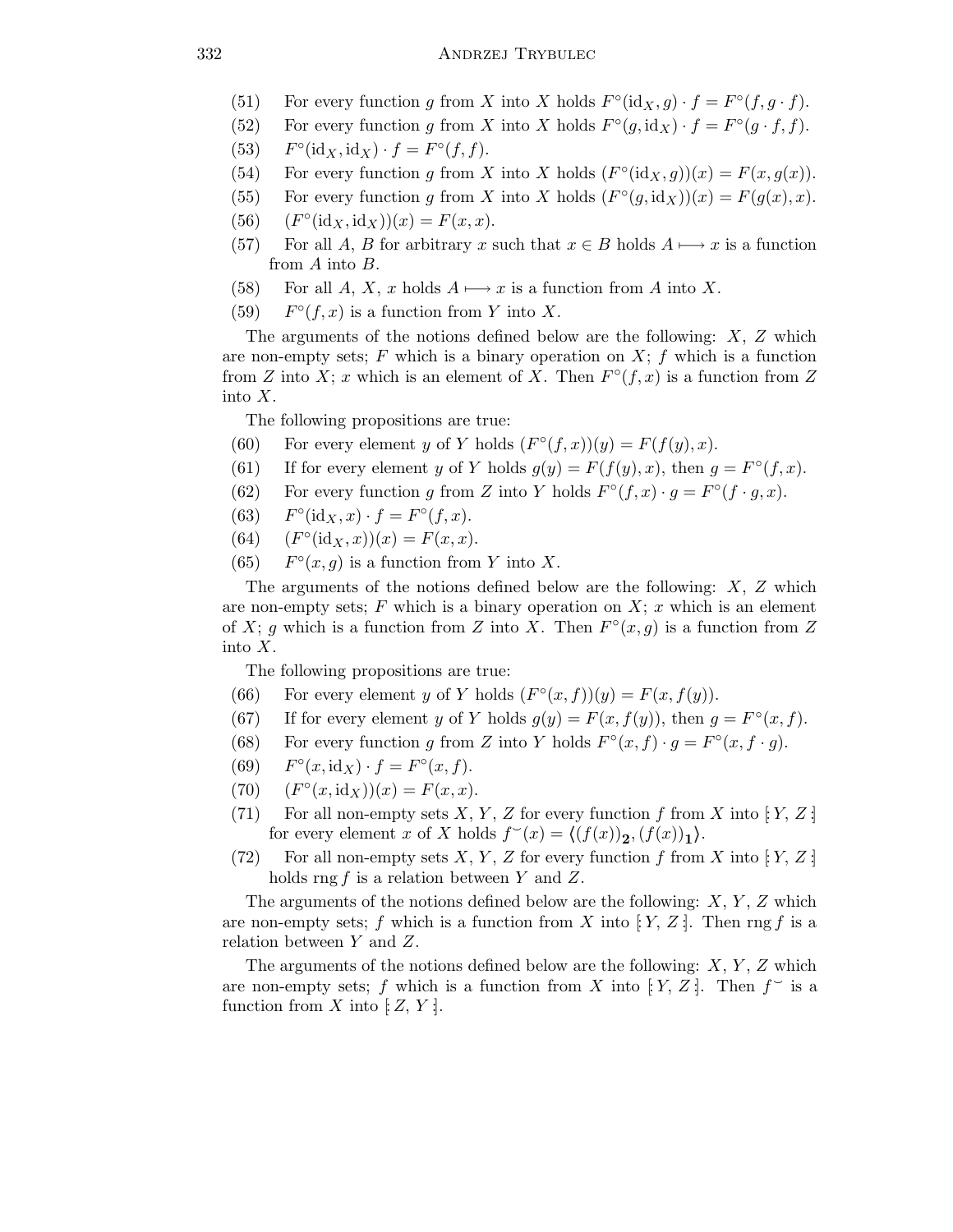(51) For every function $g$ from $X$ into $X$ holds $F^\circ(\mathrm{id}_X, g) \cdot f = F^\circ(f, g \cdot f)$.

(52) For every function $g$ from $X$ into $X$ holds $F^\circ(g, \mathrm{id}_X) \cdot f = F^\circ(g \cdot f, f)$.

(53) $F^\circ(\mathrm{id}_X, \mathrm{id}_X) \cdot f = F^\circ(f, f)$.

(54) For every function $g$ from $X$ into $X$ holds $(F^\circ(\mathrm{id}_X, g))(x) = F(x, g(x))$.

(55) For every function $g$ from $X$ into $X$ holds $(F^\circ(g, \mathrm{id}_X))(x) = F(g(x), x)$.

(56) $(F^\circ(\mathrm{id}_X, \mathrm{id}_X))(x) = F(x, x)$.

(57) For all $A$, $B$ for arbitrary $x$ such that $x \in B$ holds $A \longmapsto x$ is a function from $A$ into $B$.

(58) For all $A$, $X$, $x$ holds $A \longmapsto x$ is a function from $A$ into $X$.

(59) $F^\circ(f, x)$ is a function from $Y$ into $X$.

The arguments of the notions defined below are the following: $X$, $Z$ which are non-empty sets; $F$ which is a binary operation on $X$; $f$ which is a function from $Z$ into $X$; $x$ which is an element of $X$. Then $F^\circ(f, x)$ is a function from $Z$ into $X$.

The following propositions are true:

(60) For every element $y$ of $Y$ holds $(F^\circ(f, x))(y) = F(f(y), x)$.

(61) If for every element $y$ of $Y$ holds $g(y) = F(f(y), x)$, then $g = F^\circ(f, x)$.

(62) For every function $g$ from $Z$ into $Y$ holds $F^\circ(f, x) \cdot g = F^\circ(f \cdot g, x)$.

(63) $F^\circ(\mathrm{id}_X, x) \cdot f = F^\circ(f, x)$.

(64) $(F^\circ(\mathrm{id}_X, x))(x) = F(x, x)$.

(65) $F^\circ(x, g)$ is a function from $Y$ into $X$.

The arguments of the notions defined below are the following: $X$, $Z$ which are non-empty sets; $F$ which is a binary operation on $X$; $x$ which is an element of $X$; $g$ which is a function from $Z$ into $X$. Then $F^\circ(x, g)$ is a function from $Z$ into $X$.

The following propositions are true:

(66) For every element $y$ of $Y$ holds $(F^\circ(x, f))(y) = F(x, f(y))$.

(67) If for every element $y$ of $Y$ holds $g(y) = F(x, f(y))$, then $g = F^\circ(x, f)$.

(68) For every function $g$ from $Z$ into $Y$ holds $F^\circ(x, f) \cdot g = F^\circ(x, f \cdot g)$.

(69) $F^\circ(x, \mathrm{id}_X) \cdot f = F^\circ(x, f)$.

(70) $(F^\circ(x, \mathrm{id}_X))(x) = F(x, x)$.

(71) For all non-empty sets $X$, $Y$, $Z$ for every function $f$ from $X$ into $[\!: Y, Z :\!]$ for every element $x$ of $X$ holds $f^\smile(x) = \langle (f(x))_{\mathbf{2}}, (f(x))_{\mathbf{1}} \rangle$.

(72) For all non-empty sets $X$, $Y$, $Z$ for every function $f$ from $X$ into $[\!: Y, Z :\!]$ holds $\mathrm{rng}\, f$ is a relation between $Y$ and $Z$.

The arguments of the notions defined below are the following: $X$, $Y$, $Z$ which are non-empty sets; $f$ which is a function from $X$ into $[\!: Y, Z :\!]$. Then $\mathrm{rng}\, f$ is a relation between $Y$ and $Z$.

The arguments of the notions defined below are the following: $X$, $Y$, $Z$ which are non-empty sets; $f$ which is a function from $X$ into $[\!: Y, Z :\!]$. Then $f^\smile$ is a function from $X$ into $[\!: Z, Y :\!]$.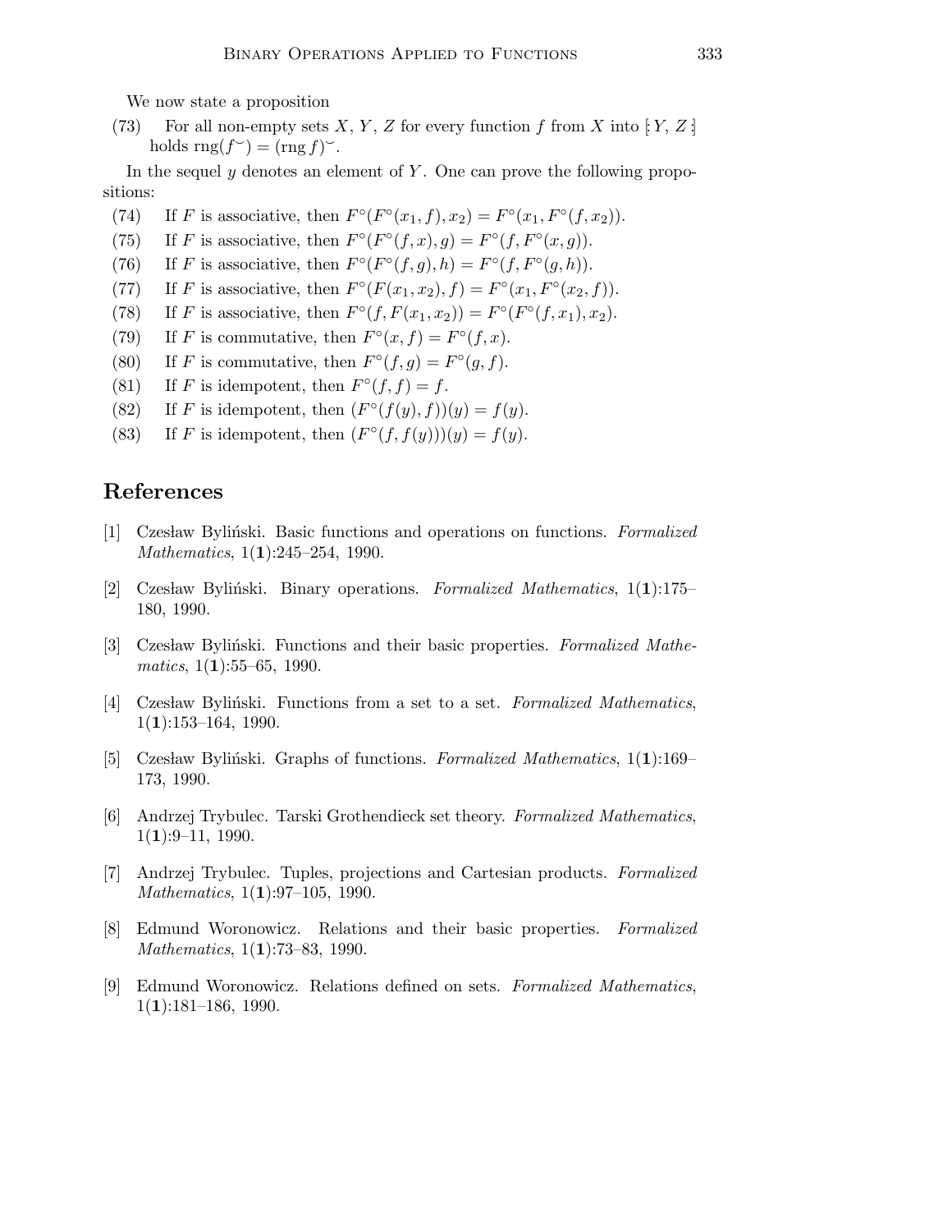We now state a proposition

(73) For all non-empty sets $X$, $Y$, $Z$ for every function $f$ from $X$ into $[: Y, Z :]$ holds $\operatorname{rng}(f^{\smile}) = (\operatorname{rng} f)^{\smile}$.

In the sequel $y$ denotes an element of $Y$. One can prove the following propositions:

(74) If $F$ is associative, then $F^{\circ}(F^{\circ}(x_1, f), x_2) = F^{\circ}(x_1, F^{\circ}(f, x_2))$.

(75) If $F$ is associative, then $F^{\circ}(F^{\circ}(f, x), g) = F^{\circ}(f, F^{\circ}(x, g))$.

(76) If $F$ is associative, then $F^{\circ}(F^{\circ}(f, g), h) = F^{\circ}(f, F^{\circ}(g, h))$.

(77) If $F$ is associative, then $F^{\circ}(F(x_1, x_2), f) = F^{\circ}(x_1, F^{\circ}(x_2, f))$.

(78) If $F$ is associative, then $F^{\circ}(f, F(x_1, x_2)) = F^{\circ}(F^{\circ}(f, x_1), x_2)$.

(79) If $F$ is commutative, then $F^{\circ}(x, f) = F^{\circ}(f, x)$.

(80) If $F$ is commutative, then $F^{\circ}(f, g) = F^{\circ}(g, f)$.

(81) If $F$ is idempotent, then $F^{\circ}(f, f) = f$.

(82) If $F$ is idempotent, then $(F^{\circ}(f(y), f))(y) = f(y)$.

(83) If $F$ is idempotent, then $(F^{\circ}(f, f(y)))(y) = f(y)$.

## References

[1] Czesław Byliński. Basic functions and operations on functions. *Formalized Mathematics*, 1(**1**):245–254, 1990.

[2] Czesław Byliński. Binary operations. *Formalized Mathematics*, 1(**1**):175–180, 1990.

[3] Czesław Byliński. Functions and their basic properties. *Formalized Mathematics*, 1(**1**):55–65, 1990.

[4] Czesław Byliński. Functions from a set to a set. *Formalized Mathematics*, 1(**1**):153–164, 1990.

[5] Czesław Byliński. Graphs of functions. *Formalized Mathematics*, 1(**1**):169–173, 1990.

[6] Andrzej Trybulec. Tarski Grothendieck set theory. *Formalized Mathematics*, 1(**1**):9–11, 1990.

[7] Andrzej Trybulec. Tuples, projections and Cartesian products. *Formalized Mathematics*, 1(**1**):97–105, 1990.

[8] Edmund Woronowicz. Relations and their basic properties. *Formalized Mathematics*, 1(**1**):73–83, 1990.

[9] Edmund Woronowicz. Relations defined on sets. *Formalized Mathematics*, 1(**1**):181–186, 1990.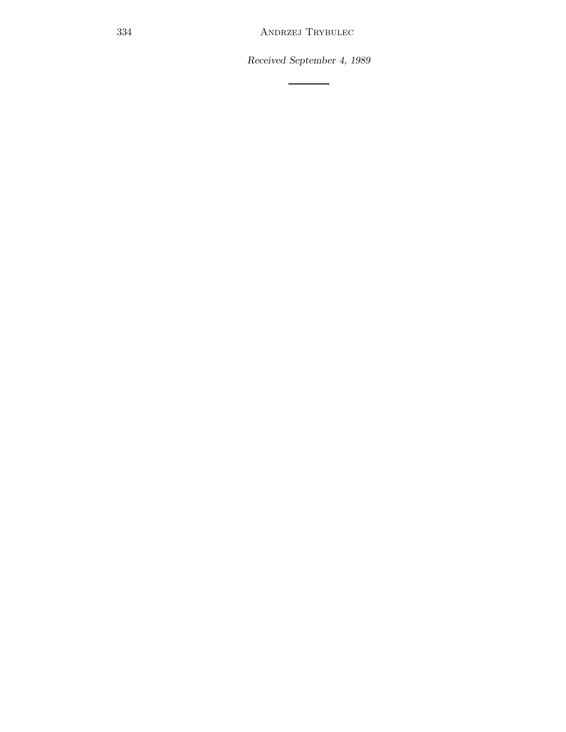*Received September 4, 1989*